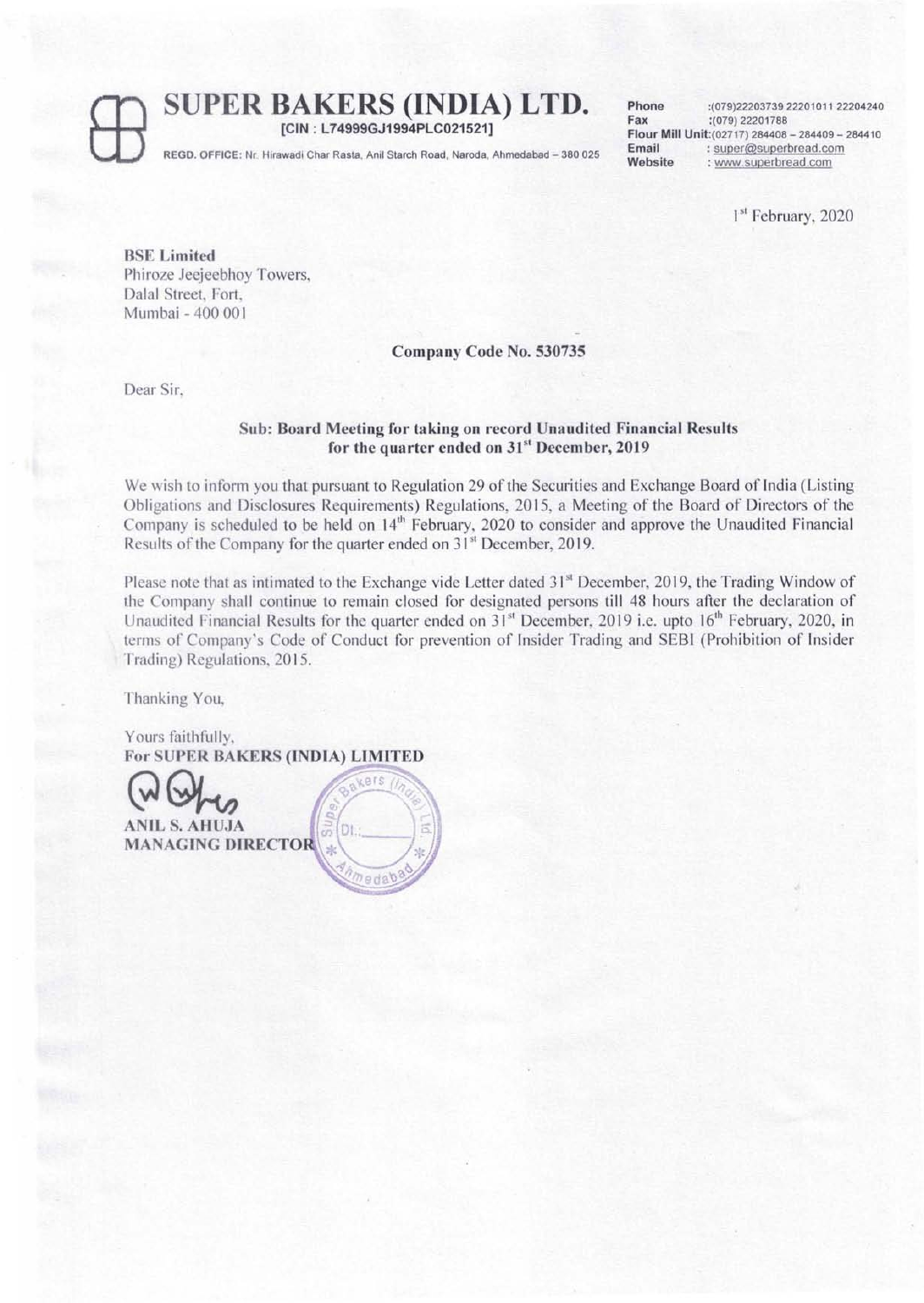# SUPER BAKERS (INDIA) LTD.

**[CIN : L74999GJ1994PLC021521]**

REGD. OFFICE: Nr. Hirawadi Char Rasta, Anil Starch Road, Naroda, Ahmedabad – 380 025

**Phone** :(079)22203739 22201011 22204240
**Fax** :(079) 22201788
**Flour Mill Unit**:(02717) 284408 – 284409 – 284410
**Email** : super@superbread.com
**Website** : www.superbread.com

1st February, 2020

**BSE Limited**
Phiroze Jeejeebhoy Towers,
Dalal Street, Fort,
Mumbai - 400 001

**Company Code No. 530735**

Dear Sir,

**Sub: Board Meeting for taking on record Unaudited Financial Results for the quarter ended on 31st December, 2019**

We wish to inform you that pursuant to Regulation 29 of the Securities and Exchange Board of India (Listing Obligations and Disclosures Requirements) Regulations, 2015, a Meeting of the Board of Directors of the Company is scheduled to be held on 14th February, 2020 to consider and approve the Unaudited Financial Results of the Company for the quarter ended on 31st December, 2019.

Please note that as intimated to the Exchange vide Letter dated 31st December, 2019, the Trading Window of the Company shall continue to remain closed for designated persons till 48 hours after the declaration of Unaudited Financial Results for the quarter ended on 31st December, 2019 i.e. upto 16th February, 2020, in terms of Company's Code of Conduct for prevention of Insider Trading and SEBI (Prohibition of Insider Trading) Regulations, 2015.

Thanking You,

Yours faithfully,
**For SUPER BAKERS (INDIA) LIMITED**

**ANIL S. AHUJA**
**MANAGING DIRECTOR**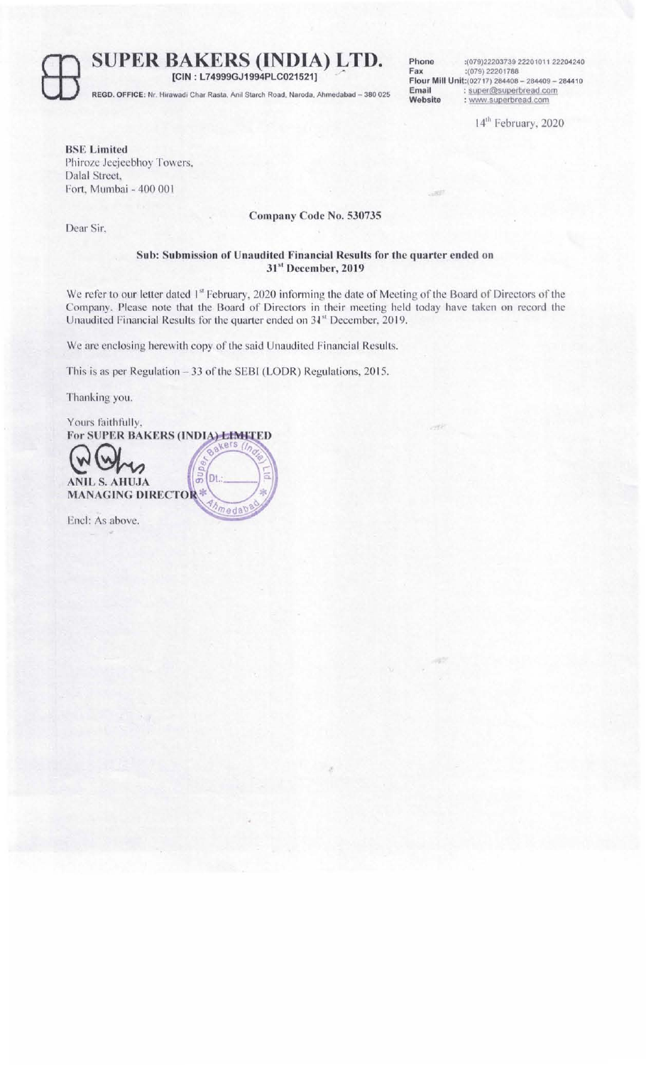# SUPER BAKERS (INDIA) LTD.

**[CIN : L74999GJ1994PLC021521]**

**REGD. OFFICE:** Nr. Hirawadi Char Rasta, Anil Starch Road, Naroda, Ahmedabad – 380 025

**Phone** :(079)22203739 22201011 22204240
**Fax** :(079) 22201788
**Flour Mill Unit**:(02717) 284408 – 284409 – 284410
**Email** : super@superbread.com
**Website** : www.superbread.com

14th February, 2020

**BSE Limited**
Phiroze Jeejeebhoy Towers,
Dalal Street,
Fort, Mumbai - 400 001

**Company Code No. 530735**

Dear Sir,

**Sub: Submission of Unaudited Financial Results for the quarter ended on 31st December, 2019**

We refer to our letter dated 1st February, 2020 informing the date of Meeting of the Board of Directors of the Company. Please note that the Board of Directors in their meeting held today have taken on record the Unaudited Financial Results for the quarter ended on 31st December, 2019.

We are enclosing herewith copy of the said Unaudited Financial Results.

This is as per Regulation – 33 of the SEBI (LODR) Regulations, 2015.

Thanking you.

Yours faithfully,
**For SUPER BAKERS (INDIA) LIMITED**

**ANIL S. AHUJA**
**MANAGING DIRECTOR**

Encl: As above.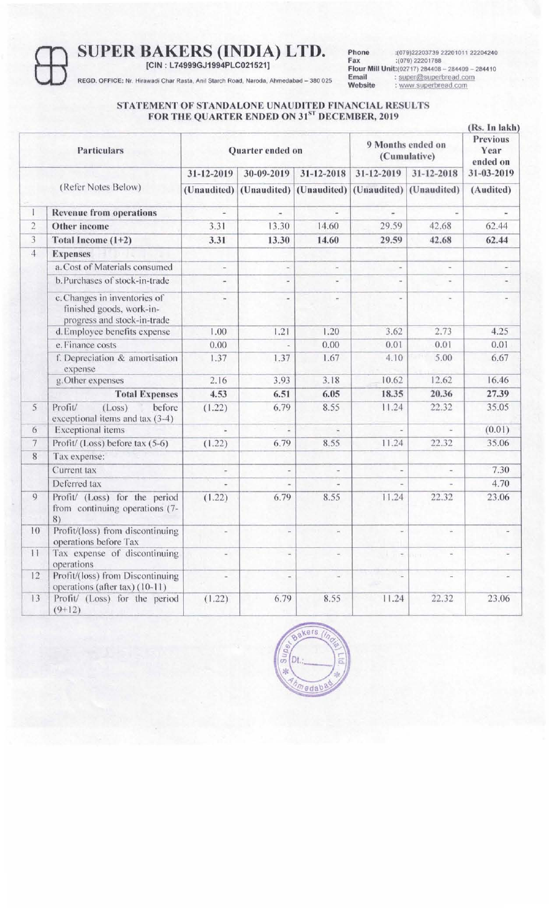# SUPER BAKERS (INDIA) LTD.

[CIN : L74999GJ1994PLC021521]

REGD. OFFICE: Nr. Hirawadi Char Rasta, Anil Starch Road, Naroda, Ahmedabad – 380 025

Phone :(079)22203739 22201011 22204240
Fax :(079) 22201788
Flour Mill Unit:(02717) 284408 – 284409 – 284410
Email : super@superbread.com
Website : www.superbread.com

## STATEMENT OF STANDALONE UNAUDITED FINANCIAL RESULTS FOR THE QUARTER ENDED ON 31ST DECEMBER, 2019

(Rs. In lakh)

| | Particulars | Quarter ended on | | | 9 Months ended on (Cumulative) | | Previous Year ended on |
|---|---|---|---|---|---|---|---|
| | | 31-12-2019 | 30-09-2019 | 31-12-2018 | 31-12-2019 | 31-12-2018 | 31-03-2019 |
| | (Refer Notes Below) | (Unaudited) | (Unaudited) | (Unaudited) | (Unaudited) | (Unaudited) | (Audited) |
| 1 | **Revenue from operations** | - | - | - | - | - | - |
| 2 | **Other income** | 3.31 | 13.30 | 14.60 | 29.59 | 42.68 | 62.44 |
| 3 | **Total Income (1+2)** | **3.31** | **13.30** | **14.60** | **29.59** | **42.68** | **62.44** |
| 4 | **Expenses** | | | | | | |
| | a. Cost of Materials consumed | - | - | - | - | - | - |
| | b. Purchases of stock-in-trade | - | - | - | - | - | - |
| | c. Changes in inventories of finished goods, work-in-progress and stock-in-trade | - | - | - | - | - | - |
| | d. Employee benefits expense | 1.00 | 1.21 | 1.20 | 3.62 | 2.73 | 4.25 |
| | e. Finance costs | 0.00 | - | 0.00 | 0.01 | 0.01 | 0.01 |
| | f. Depreciation & amortisation expense | 1.37 | 1.37 | 1.67 | 4.10 | 5.00 | 6.67 |
| | g. Other expenses | 2.16 | 3.93 | 3.18 | 10.62 | 12.62 | 16.46 |
| | **Total Expenses** | **4.53** | **6.51** | **6.05** | **18.35** | **20.36** | **27.39** |
| 5 | Profit/ (Loss) before exceptional items and tax (3-4) | (1.22) | 6.79 | 8.55 | 11.24 | 22.32 | 35.05 |
| 6 | Exceptional items | - | - | - | - | - | (0.01) |
| 7 | Profit/ (Loss) before tax (5-6) | (1.22) | 6.79 | 8.55 | 11.24 | 22.32 | 35.06 |
| 8 | Tax expense: | | | | | | |
| | Current tax | - | - | - | - | - | 7.30 |
| | Deferred tax | - | - | - | - | - | 4.70 |
| 9 | Profit/ (Loss) for the period from continuing operations (7-8) | (1.22) | 6.79 | 8.55 | 11.24 | 22.32 | 23.06 |
| 10 | Profit/(loss) from discontinuing operations before Tax | - | - | - | - | - | - |
| 11 | Tax expense of discontinuing operations | - | - | - | - | - | - |
| 12 | Profit/(loss) from Discontinuing operations (after tax) (10-11) | - | - | - | - | - | - |
| 13 | Profit/ (Loss) for the period (9+12) | (1.22) | 6.79 | 8.55 | 11.24 | 22.32 | 23.06 |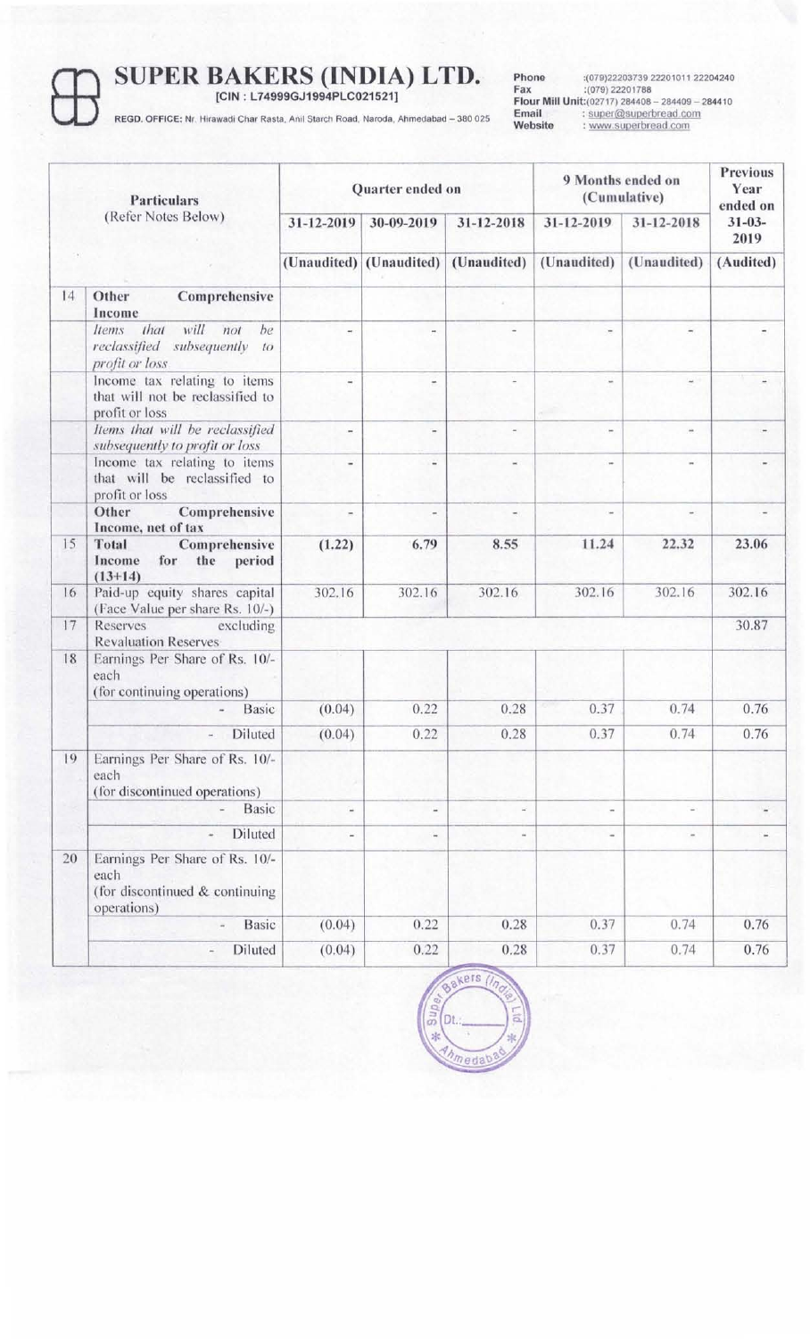# SUPER BAKERS (INDIA) LTD.

**[CIN : L74999GJ1994PLC021521]**

**REGD. OFFICE:** Nr. Hirawadi Char Rasta, Anil Starch Road, Naroda, Ahmedabad – 380 025

**Phone** :(079)22203739 22201011 22204240
**Fax** :(079) 22201788
**Flour Mill Unit:**(02717) 284408 – 284409 – 284410
**Email** : super@superbread.com
**Website** : www.superbread.com

| | Particulars (Refer Notes Below) | Quarter ended on | | | 9 Months ended on (Cumulative) | | Previous Year ended on |
|---|---|---|---|---|---|---|---|
| | | 31-12-2019 | 30-09-2019 | 31-12-2018 | 31-12-2019 | 31-12-2018 | 31-03-2019 |
| | | (Unaudited) | (Unaudited) | (Unaudited) | (Unaudited) | (Unaudited) | (Audited) |
| 14 | **Other Comprehensive Income** | | | | | | |
| | *Items that will not be reclassified subsequently to profit or loss* | - | - | - | - | - | - |
| | Income tax relating to items that will not be reclassified to profit or loss | - | - | - | - | - | - |
| | *Items that will be reclassified subsequently to profit or loss* | - | - | - | - | - | - |
| | Income tax relating to items that will be reclassified to profit or loss | - | - | - | - | - | - |
| | **Other Comprehensive Income, net of tax** | - | - | - | - | - | - |
| 15 | **Total Comprehensive Income for the period (13+14)** | **(1.22)** | **6.79** | **8.55** | **11.24** | **22.32** | **23.06** |
| 16 | Paid-up equity shares capital (Face Value per share Rs. 10/-) | 302.16 | 302.16 | 302.16 | 302.16 | 302.16 | 302.16 |
| 17 | Reserves excluding Revaluation Reserves | | | | | | 30.87 |
| 18 | Earnings Per Share of Rs. 10/- each (for continuing operations) | | | | | | |
| | - Basic | (0.04) | 0.22 | 0.28 | 0.37 | 0.74 | 0.76 |
| | - Diluted | (0.04) | 0.22 | 0.28 | 0.37 | 0.74 | 0.76 |
| 19 | Earnings Per Share of Rs. 10/- each (for discontinued operations) | | | | | | |
| | - Basic | - | - | - | - | - | - |
| | - Diluted | - | - | - | - | - | - |
| 20 | Earnings Per Share of Rs. 10/- each (for discontinued & continuing operations) | | | | | | |
| | - Basic | (0.04) | 0.22 | 0.28 | 0.37 | 0.74 | 0.76 |
| | - Diluted | (0.04) | 0.22 | 0.28 | 0.37 | 0.74 | 0.76 |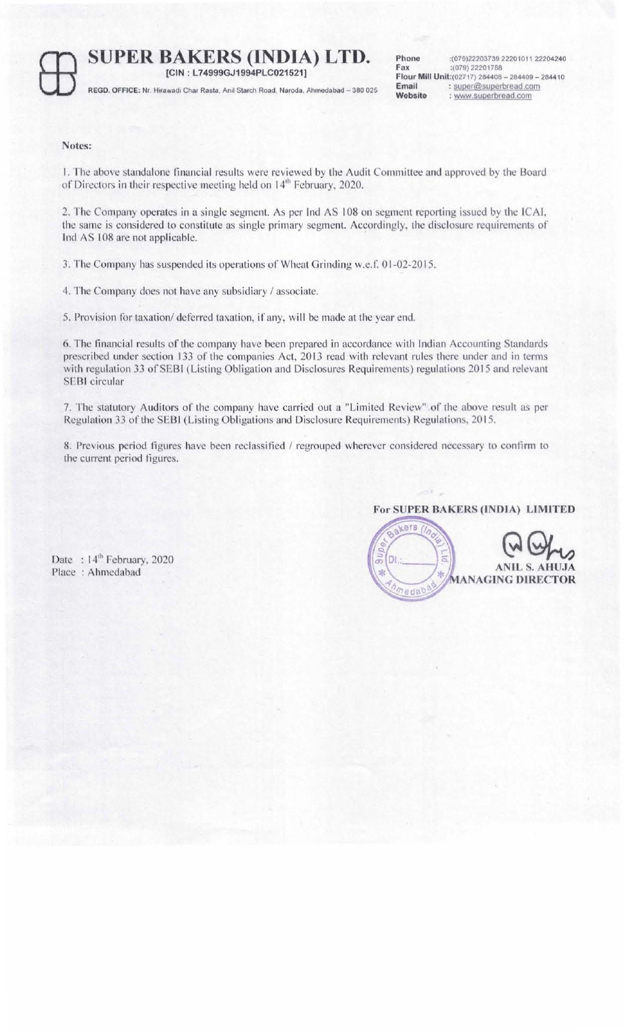# SUPER BAKERS (INDIA) LTD.

[CIN : L74999GJ1994PLC021521]

REGD. OFFICE: Nr. Hirawadi Char Rasta, Anil Starch Road, Naroda, Ahmedabad – 380 025

Phone :(079)22203739 22201011 22204240
Fax :(079) 22201788
Flour Mill Unit:(02717) 284408 – 284409 – 284410
Email : super@superbread.com
Website : www.superbread.com

**Notes:**

1. The above standalone financial results were reviewed by the Audit Committee and approved by the Board of Directors in their respective meeting held on 14th February, 2020.

2. The Company operates in a single segment. As per Ind AS 108 on segment reporting issued by the ICAI, the same is considered to constitute as single primary segment. Accordingly, the disclosure requirements of Ind AS 108 are not applicable.

3. The Company has suspended its operations of Wheat Grinding w.e.f. 01-02-2015.

4. The Company does not have any subsidiary / associate.

5. Provision for taxation/ deferred taxation, if any, will be made at the year end.

6. The financial results of the company have been prepared in accordance with Indian Accounting Standards prescribed under section 133 of the companies Act, 2013 read with relevant rules there under and in terms with regulation 33 of SEBI (Listing Obligation and Disclosures Requirements) regulations 2015 and relevant SEBI circular

7. The statutory Auditors of the company have carried out a "Limited Review" of the above result as per Regulation 33 of the SEBI (Listing Obligations and Disclosure Requirements) Regulations, 2015.

8. Previous period figures have been reclassified / regrouped wherever considered necessary to confirm to the current period figures.

**For SUPER BAKERS (INDIA) LIMITED**

Date : 14th February, 2020
Place : Ahmedabad

**ANIL S. AHUJA**
**MANAGING DIRECTOR**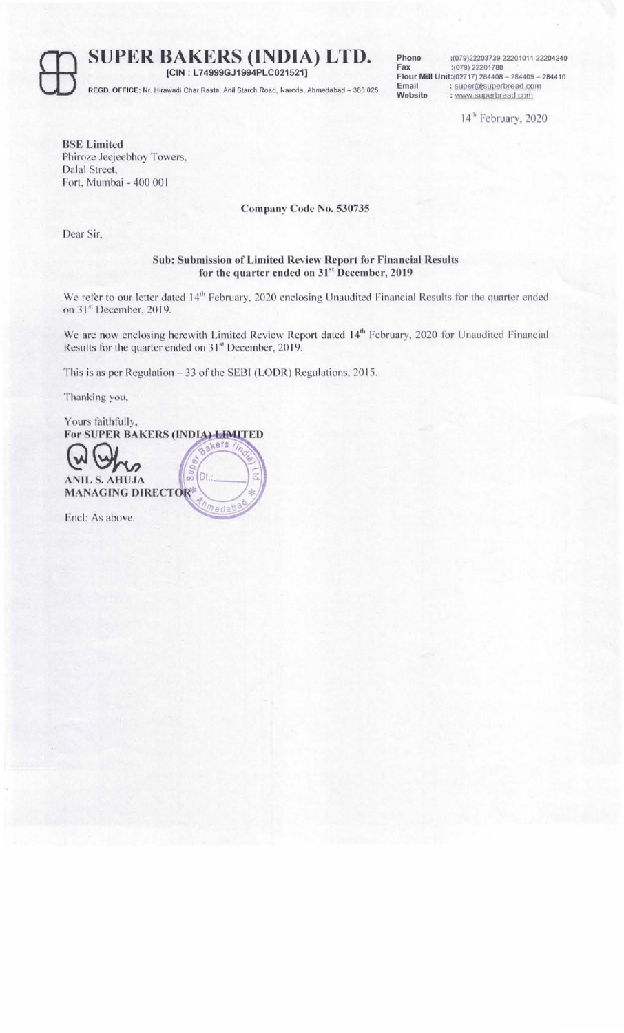# SUPER BAKERS (INDIA) LTD.

**[CIN : L74999GJ1994PLC021521]**

**REGD. OFFICE:** Nr. Hirawadi Char Rasta, Anil Starch Road, Naroda, Ahmedabad – 380 025

**Phone** :(079)22203739 22201011 22204240
**Fax** :(079) 22201788
**Flour Mill Unit:**(02717) 284408 – 284409 – 284410
**Email** : super@superbread.com
**Website** : www.superbread.com

14th February, 2020

**BSE Limited**
Phiroze Jeejeebhoy Towers,
Dalal Street,
Fort, Mumbai - 400 001

**Company Code No. 530735**

Dear Sir,

**Sub: Submission of Limited Review Report for Financial Results for the quarter ended on 31st December, 2019**

We refer to our letter dated 14th February, 2020 enclosing Unaudited Financial Results for the quarter ended on 31st December, 2019.

We are now enclosing herewith Limited Review Report dated 14th February, 2020 for Unaudited Financial Results for the quarter ended on 31st December, 2019.

This is as per Regulation – 33 of the SEBI (LODR) Regulations, 2015.

Thanking you,

Yours faithfully,
**For SUPER BAKERS (INDIA) LIMITED**

**ANIL S. AHUJA**
**MANAGING DIRECTOR**

Encl: As above.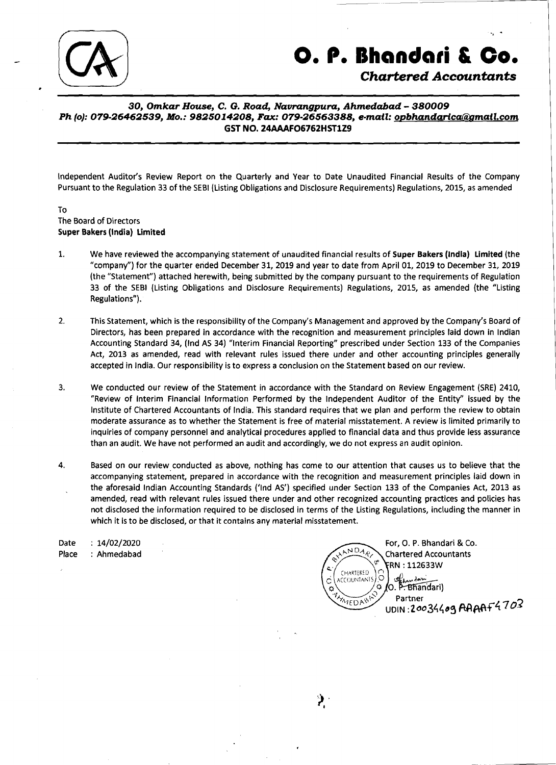# O. P. Bhandari & Co.

*Chartered Accountants*

***30, Omkar House, C. G. Road, Navrangpura, Ahmedabad – 380009***
***Ph (o): 079-26462539, Mo.: 9825014208, Fax: 079-26563388, e-mail: opbhandarica@gmail.com***
**GST NO. 24AAAFO6762HST1Z9**

Independent Auditor's Review Report on the Quarterly and Year to Date Unaudited Financial Results of the Company Pursuant to the Regulation 33 of the SEBI (Listing Obligations and Disclosure Requirements) Regulations, 2015, as amended

To
The Board of Directors
**Super Bakers (India) Limited**

1. We have reviewed the accompanying statement of unaudited financial results of **Super Bakers (India) Limited** (the "company") for the quarter ended December 31, 2019 and year to date from April 01, 2019 to December 31, 2019 (the "Statement") attached herewith, being submitted by the company pursuant to the requirements of Regulation 33 of the SEBI (Listing Obligations and Disclosure Requirements) Regulations, 2015, as amended (the "Listing Regulations").

2. This Statement, which is the responsibility of the Company's Management and approved by the Company's Board of Directors, has been prepared in accordance with the recognition and measurement principles laid down in Indian Accounting Standard 34, (Ind AS 34) "Interim Financial Reporting" prescribed under Section 133 of the Companies Act, 2013 as amended, read with relevant rules issued there under and other accounting principles generally accepted in India. Our responsibility is to express a conclusion on the Statement based on our review.

3. We conducted our review of the Statement in accordance with the Standard on Review Engagement (SRE) 2410, "Review of Interim Financial Information Performed by the Independent Auditor of the Entity" issued by the Institute of Chartered Accountants of India. This standard requires that we plan and perform the review to obtain moderate assurance as to whether the Statement is free of material misstatement. A review is limited primarily to inquiries of company personnel and analytical procedures applied to financial data and thus provide less assurance than an audit. We have not performed an audit and accordingly, we do not express an audit opinion.

4. Based on our review conducted as above, nothing has come to our attention that causes us to believe that the accompanying statement, prepared in accordance with the recognition and measurement principles laid down in the aforesaid Indian Accounting Standards ('Ind AS') specified under Section 133 of the Companies Act, 2013 as amended, read with relevant rules issued there under and other recognized accounting practices and policies has not disclosed the information required to be disclosed in terms of the Listing Regulations, including the manner in which it is to be disclosed, or that it contains any material misstatement.

Date : 14/02/2020
Place : Ahmedabad

For, O. P. Bhandari & Co.
Chartered Accountants
FRN : 112633W

(O. P. Bhandari)
Partner
UDIN : 20034409AAAAF4703